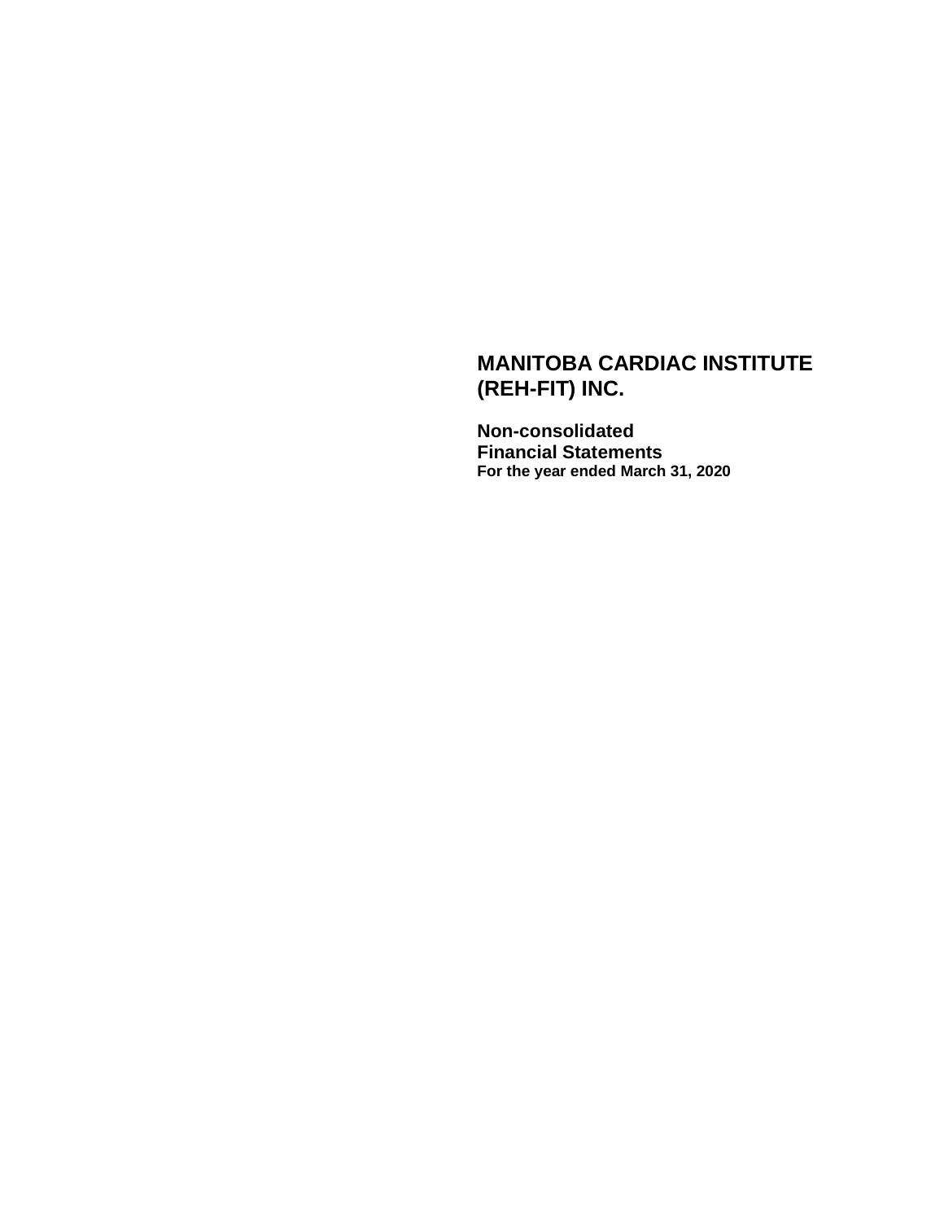# MANITOBA CARDIAC INSTITUTE (REH-FIT) INC.

## Non-consolidated Financial Statements

**For the year ended March 31, 2020**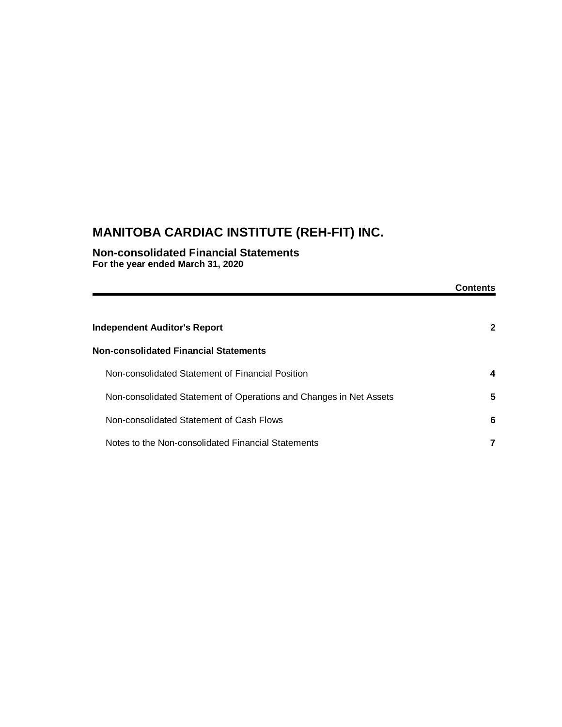# MANITOBA CARDIAC INSTITUTE (REH-FIT) INC.

## Non-consolidated Financial Statements

**For the year ended March 31, 2020**

| | **Contents** |
|---|---|
| **Independent Auditor's Report** | **2** |
| **Non-consolidated Financial Statements** | |
| Non-consolidated Statement of Financial Position | **4** |
| Non-consolidated Statement of Operations and Changes in Net Assets | **5** |
| Non-consolidated Statement of Cash Flows | **6** |
| Notes to the Non-consolidated Financial Statements | **7** |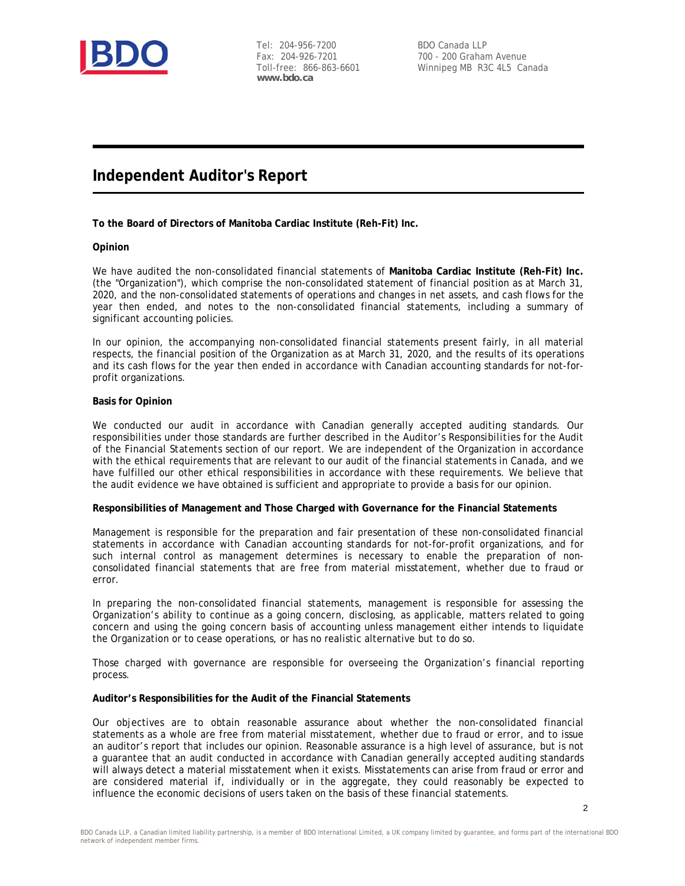Tel: 204-956-7200
Fax: 204-926-7201
Toll-free: 866-863-6601
**www.bdo.ca**

BDO Canada LLP
700 - 200 Graham Avenue
Winnipeg MB R3C 4L5 Canada

# Independent Auditor's Report

**To the Board of Directors of Manitoba Cardiac Institute (Reh-Fit) Inc.**

**Opinion**

We have audited the non-consolidated financial statements of **Manitoba Cardiac Institute (Reh-Fit) Inc.** (the "Organization"), which comprise the non-consolidated statement of financial position as at March 31, 2020, and the non-consolidated statements of operations and changes in net assets, and cash flows for the year then ended, and notes to the non-consolidated financial statements, including a summary of significant accounting policies.

In our opinion, the accompanying non-consolidated financial statements present fairly, in all material respects, the financial position of the Organization as at March 31, 2020, and the results of its operations and its cash flows for the year then ended in accordance with Canadian accounting standards for not-for-profit organizations.

**Basis for Opinion**

We conducted our audit in accordance with Canadian generally accepted auditing standards. Our responsibilities under those standards are further described in the *Auditor's Responsibilities for the Audit of the Financial Statements* section of our report. We are independent of the Organization in accordance with the ethical requirements that are relevant to our audit of the financial statements in Canada, and we have fulfilled our other ethical responsibilities in accordance with these requirements. We believe that the audit evidence we have obtained is sufficient and appropriate to provide a basis for our opinion.

**Responsibilities of Management and Those Charged with Governance for the Financial Statements**

Management is responsible for the preparation and fair presentation of these non-consolidated financial statements in accordance with Canadian accounting standards for not-for-profit organizations, and for such internal control as management determines is necessary to enable the preparation of non-consolidated financial statements that are free from material misstatement, whether due to fraud or error.

In preparing the non-consolidated financial statements, management is responsible for assessing the Organization's ability to continue as a going concern, disclosing, as applicable, matters related to going concern and using the going concern basis of accounting unless management either intends to liquidate the Organization or to cease operations, or has no realistic alternative but to do so.

Those charged with governance are responsible for overseeing the Organization's financial reporting process.

**Auditor's Responsibilities for the Audit of the Financial Statements**

Our objectives are to obtain reasonable assurance about whether the non-consolidated financial statements as a whole are free from material misstatement, whether due to fraud or error, and to issue an auditor's report that includes our opinion. Reasonable assurance is a high level of assurance, but is not a guarantee that an audit conducted in accordance with Canadian generally accepted auditing standards will always detect a material misstatement when it exists. Misstatements can arise from fraud or error and are considered material if, individually or in the aggregate, they could reasonably be expected to influence the economic decisions of users taken on the basis of these financial statements.

BDO Canada LLP, a Canadian limited liability partnership, is a member of BDO International Limited, a UK company limited by guarantee, and forms part of the international BDO network of independent member firms.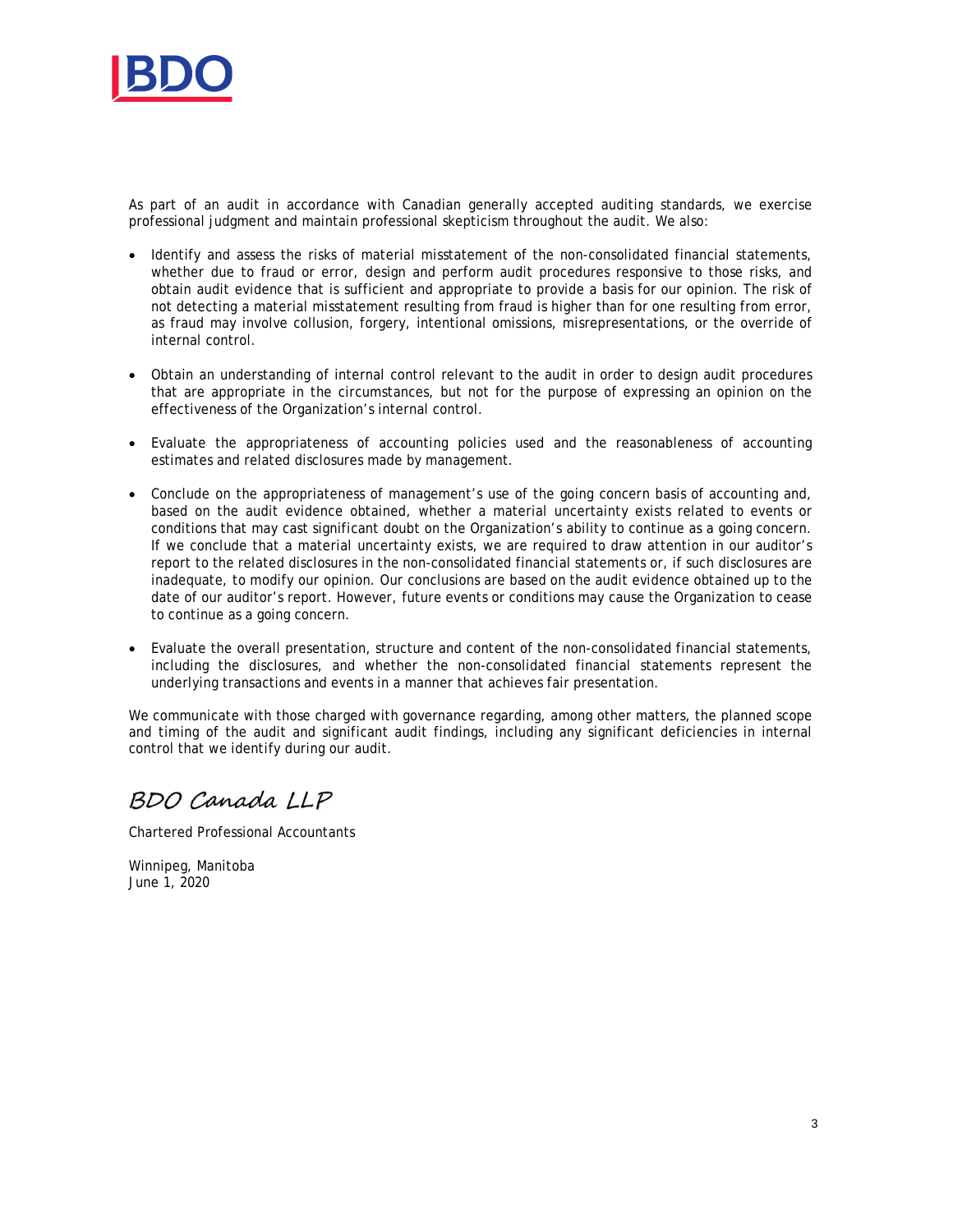As part of an audit in accordance with Canadian generally accepted auditing standards, we exercise professional judgment and maintain professional skepticism throughout the audit. We also:

- Identify and assess the risks of material misstatement of the non-consolidated financial statements, whether due to fraud or error, design and perform audit procedures responsive to those risks, and obtain audit evidence that is sufficient and appropriate to provide a basis for our opinion. The risk of not detecting a material misstatement resulting from fraud is higher than for one resulting from error, as fraud may involve collusion, forgery, intentional omissions, misrepresentations, or the override of internal control.

- Obtain an understanding of internal control relevant to the audit in order to design audit procedures that are appropriate in the circumstances, but not for the purpose of expressing an opinion on the effectiveness of the Organization's internal control.

- Evaluate the appropriateness of accounting policies used and the reasonableness of accounting estimates and related disclosures made by management.

- Conclude on the appropriateness of management's use of the going concern basis of accounting and, based on the audit evidence obtained, whether a material uncertainty exists related to events or conditions that may cast significant doubt on the Organization's ability to continue as a going concern. If we conclude that a material uncertainty exists, we are required to draw attention in our auditor's report to the related disclosures in the non-consolidated financial statements or, if such disclosures are inadequate, to modify our opinion. Our conclusions are based on the audit evidence obtained up to the date of our auditor's report. However, future events or conditions may cause the Organization to cease to continue as a going concern.

- Evaluate the overall presentation, structure and content of the non-consolidated financial statements, including the disclosures, and whether the non-consolidated financial statements represent the underlying transactions and events in a manner that achieves fair presentation.

We communicate with those charged with governance regarding, among other matters, the planned scope and timing of the audit and significant audit findings, including any significant deficiencies in internal control that we identify during our audit.

*BDO Canada LLP*

Chartered Professional Accountants

Winnipeg, Manitoba
June 1, 2020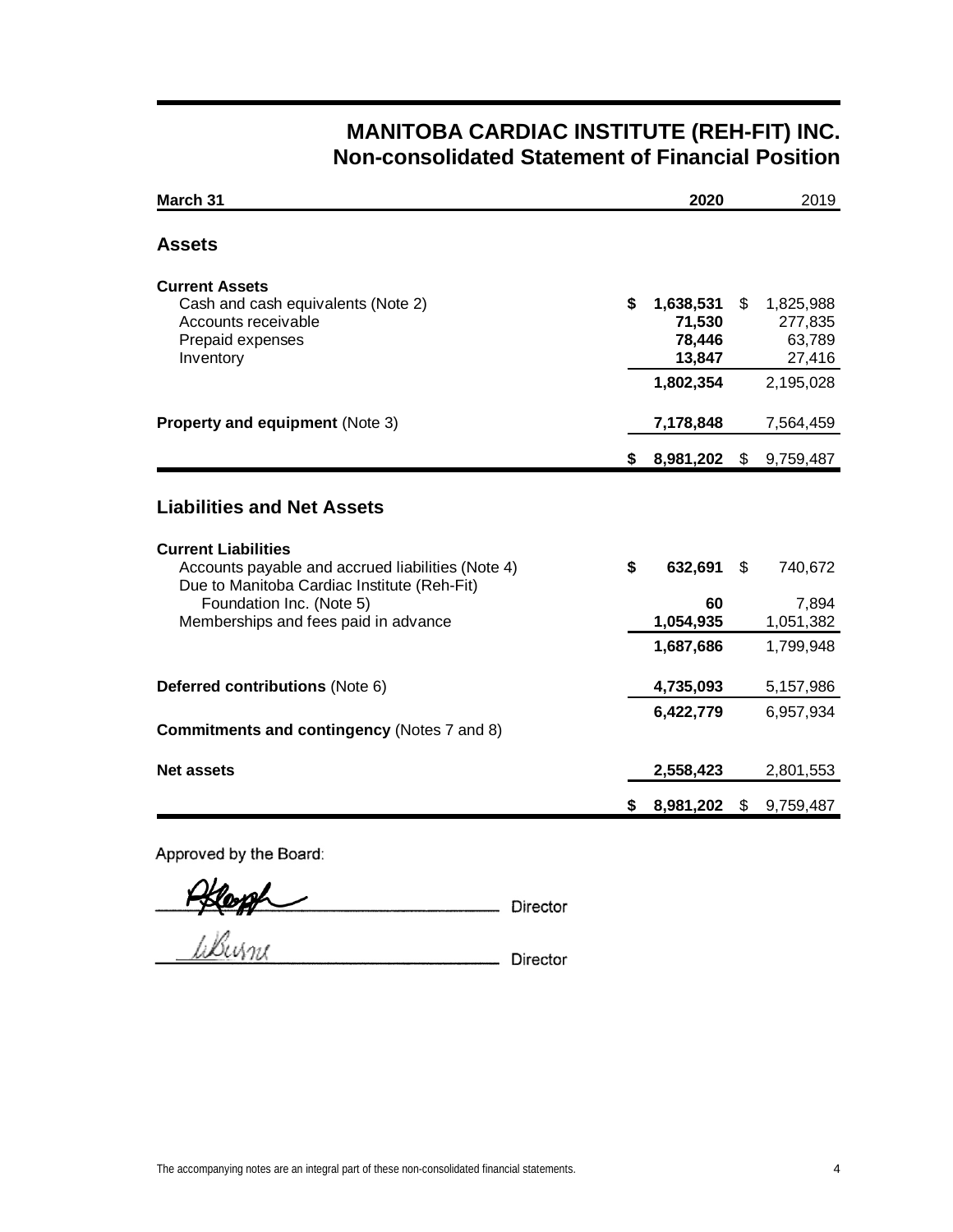# MANITOBA CARDIAC INSTITUTE (REH-FIT) INC.
## Non-consolidated Statement of Financial Position

| March 31 | 2020 | 2019 |
|---|---|---|
| **Assets** | | |
| **Current Assets** | | |
| Cash and cash equivalents (Note 2) | **$ 1,638,531** | $ 1,825,988 |
| Accounts receivable | **71,530** | 277,835 |
| Prepaid expenses | **78,446** | 63,789 |
| Inventory | **13,847** | 27,416 |
| | **1,802,354** | 2,195,028 |
| **Property and equipment** (Note 3) | **7,178,848** | 7,564,459 |
| | **$ 8,981,202** | $ 9,759,487 |
| **Liabilities and Net Assets** | | |
| **Current Liabilities** | | |
| Accounts payable and accrued liabilities (Note 4) | **$ 632,691** | $ 740,672 |
| Due to Manitoba Cardiac Institute (Reh-Fit) Foundation Inc. (Note 5) | **60** | 7,894 |
| Memberships and fees paid in advance | **1,054,935** | 1,051,382 |
| | **1,687,686** | 1,799,948 |
| **Deferred contributions** (Note 6) | **4,735,093** | 5,157,986 |
| | **6,422,779** | 6,957,934 |
| **Commitments and contingency** (Notes 7 and 8) | | |
| **Net assets** | **2,558,423** | 2,801,553 |
| | **$ 8,981,202** | $ 9,759,487 |

Approved by the Board:

_______________ Director

_______________ Director

The accompanying notes are an integral part of these non-consolidated financial statements.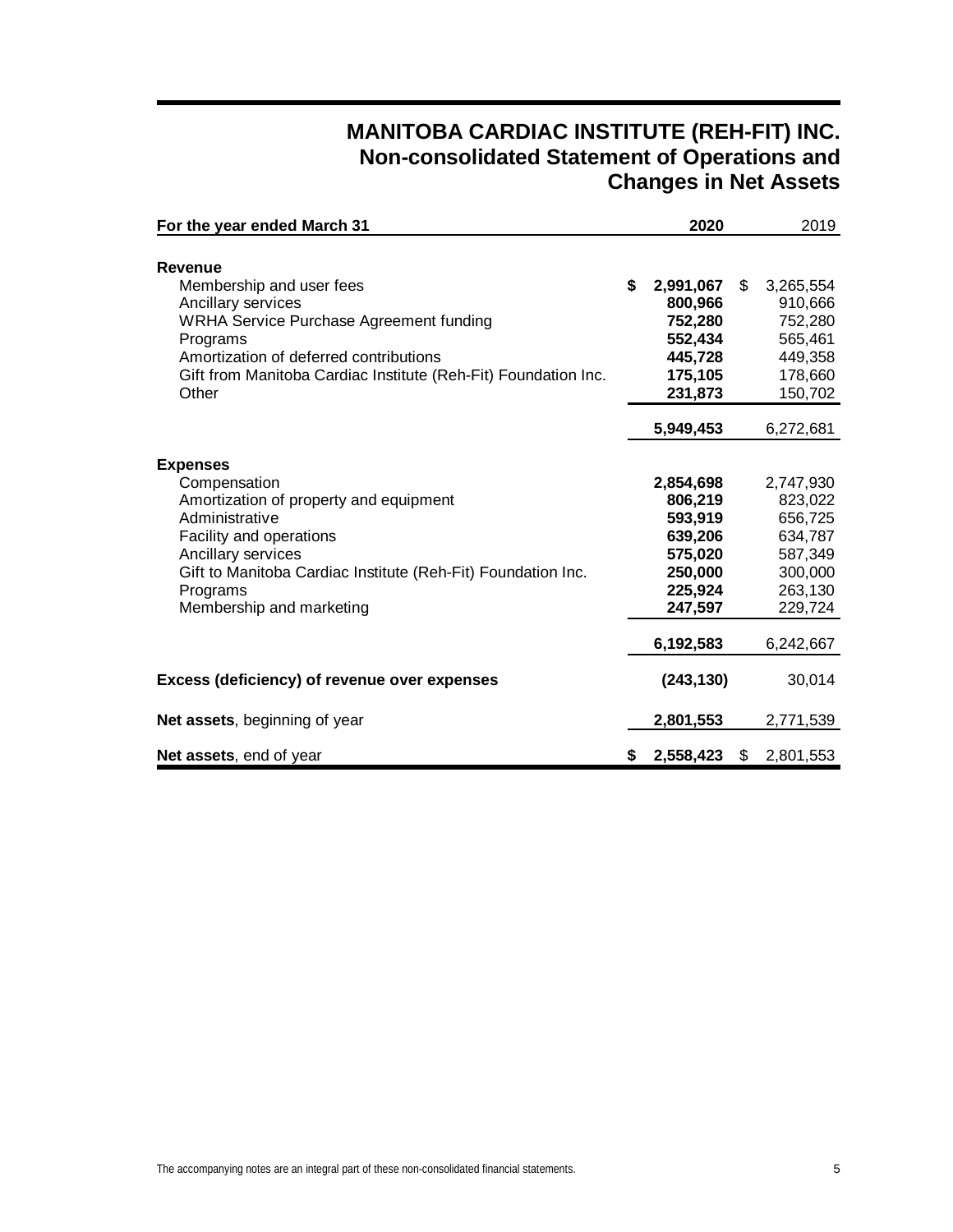# MANITOBA CARDIAC INSTITUTE (REH-FIT) INC.
## Non-consolidated Statement of Operations and Changes in Net Assets

| For the year ended March 31 | 2020 | 2019 |
|---|---|---|
| **Revenue** | | |
| Membership and user fees | **$ 2,991,067** | $ 3,265,554 |
| Ancillary services | **800,966** | 910,666 |
| WRHA Service Purchase Agreement funding | **752,280** | 752,280 |
| Programs | **552,434** | 565,461 |
| Amortization of deferred contributions | **445,728** | 449,358 |
| Gift from Manitoba Cardiac Institute (Reh-Fit) Foundation Inc. | **175,105** | 178,660 |
| Other | **231,873** | 150,702 |
| | **5,949,453** | 6,272,681 |
| **Expenses** | | |
| Compensation | **2,854,698** | 2,747,930 |
| Amortization of property and equipment | **806,219** | 823,022 |
| Administrative | **593,919** | 656,725 |
| Facility and operations | **639,206** | 634,787 |
| Ancillary services | **575,020** | 587,349 |
| Gift to Manitoba Cardiac Institute (Reh-Fit) Foundation Inc. | **250,000** | 300,000 |
| Programs | **225,924** | 263,130 |
| Membership and marketing | **247,597** | 229,724 |
| | **6,192,583** | 6,242,667 |
| **Excess (deficiency) of revenue over expenses** | **(243,130)** | 30,014 |
| **Net assets**, beginning of year | **2,801,553** | 2,771,539 |
| **Net assets**, end of year | **$ 2,558,423** | $ 2,801,553 |

The accompanying notes are an integral part of these non-consolidated financial statements.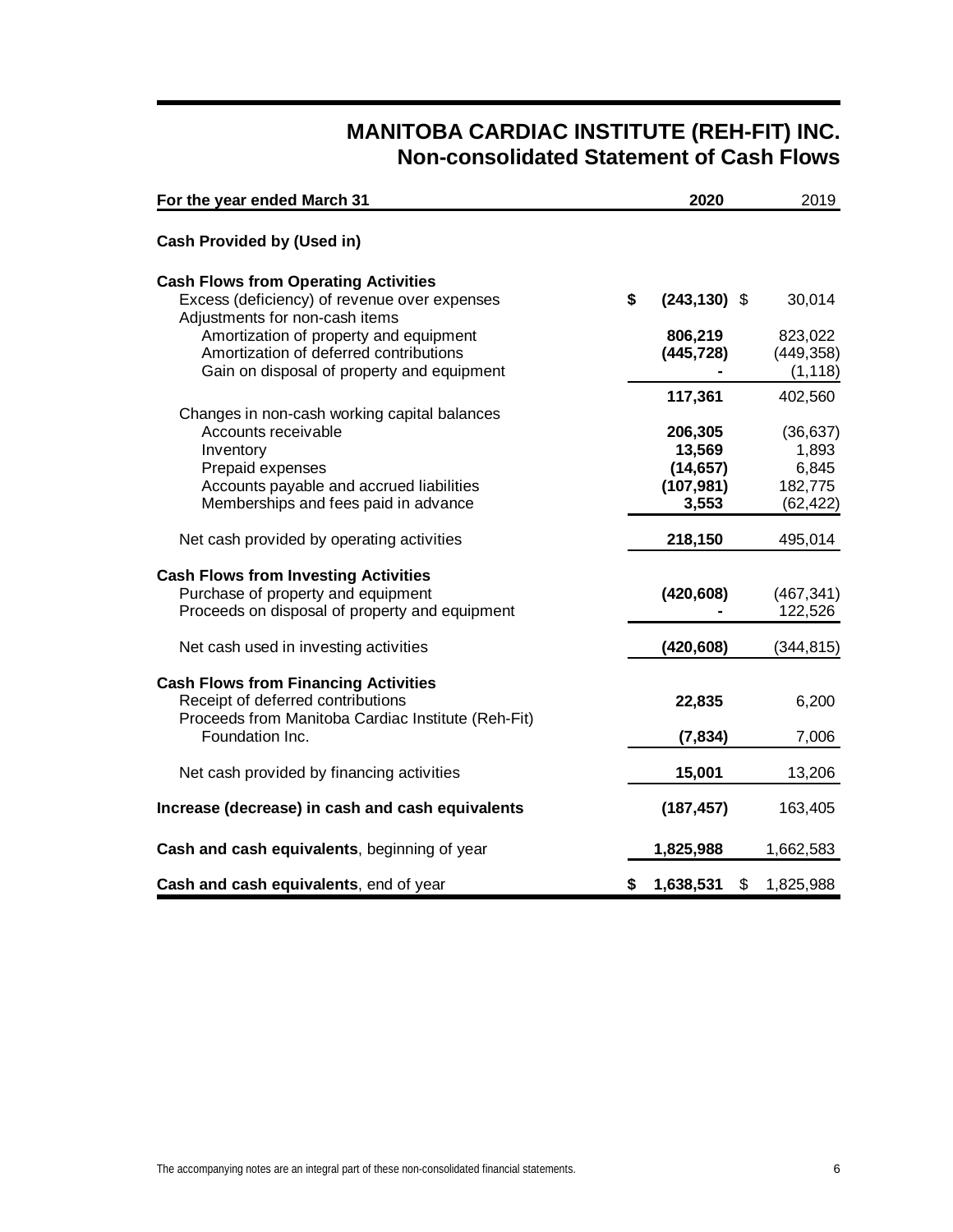# MANITOBA CARDIAC INSTITUTE (REH-FIT) INC.
## Non-consolidated Statement of Cash Flows

| For the year ended March 31 | 2020 | 2019 |
|---|---|---|
| **Cash Provided by (Used in)** | | |
| **Cash Flows from Operating Activities** | | |
| Excess (deficiency) of revenue over expenses | **$ (243,130)** | $ 30,014 |
| Adjustments for non-cash items | | |
| Amortization of property and equipment | **806,219** | 823,022 |
| Amortization of deferred contributions | **(445,728)** | (449,358) |
| Gain on disposal of property and equipment | **-** | (1,118) |
| | **117,361** | 402,560 |
| Changes in non-cash working capital balances | | |
| Accounts receivable | **206,305** | (36,637) |
| Inventory | **13,569** | 1,893 |
| Prepaid expenses | **(14,657)** | 6,845 |
| Accounts payable and accrued liabilities | **(107,981)** | 182,775 |
| Memberships and fees paid in advance | **3,553** | (62,422) |
| Net cash provided by operating activities | **218,150** | 495,014 |
| **Cash Flows from Investing Activities** | | |
| Purchase of property and equipment | **(420,608)** | (467,341) |
| Proceeds on disposal of property and equipment | **-** | 122,526 |
| Net cash used in investing activities | **(420,608)** | (344,815) |
| **Cash Flows from Financing Activities** | | |
| Receipt of deferred contributions | **22,835** | 6,200 |
| Proceeds from Manitoba Cardiac Institute (Reh-Fit) Foundation Inc. | **(7,834)** | 7,006 |
| Net cash provided by financing activities | **15,001** | 13,206 |
| **Increase (decrease) in cash and cash equivalents** | **(187,457)** | 163,405 |
| **Cash and cash equivalents**, beginning of year | **1,825,988** | 1,662,583 |
| **Cash and cash equivalents**, end of year | **$ 1,638,531** | $ 1,825,988 |

The accompanying notes are an integral part of these non-consolidated financial statements.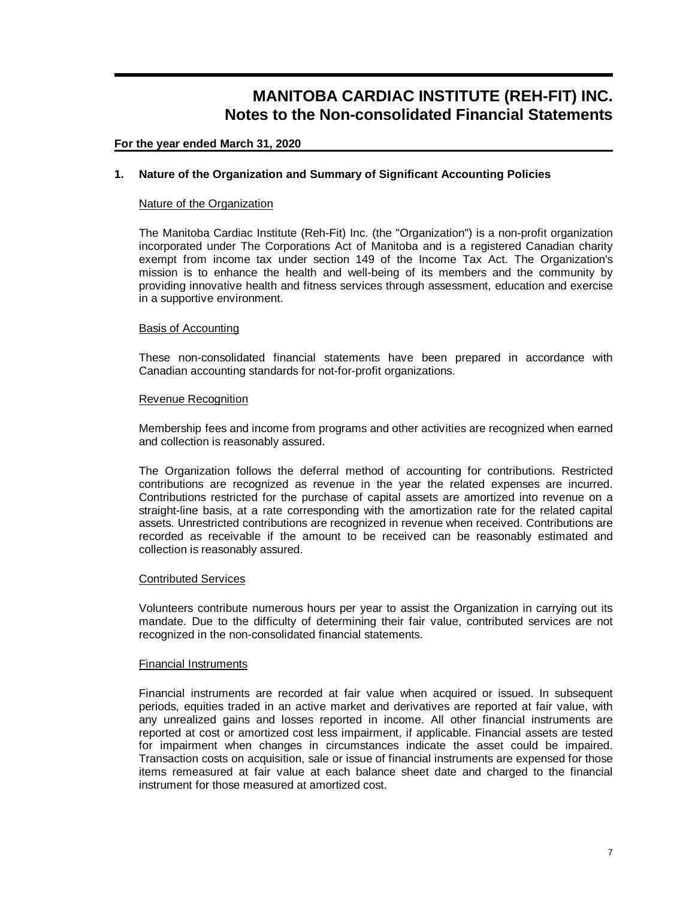# MANITOBA CARDIAC INSTITUTE (REH-FIT) INC.
## Notes to the Non-consolidated Financial Statements

**For the year ended March 31, 2020**

### 1. Nature of the Organization and Summary of Significant Accounting Policies

Nature of the Organization

The Manitoba Cardiac Institute (Reh-Fit) Inc. (the "Organization") is a non-profit organization incorporated under The Corporations Act of Manitoba and is a registered Canadian charity exempt from income tax under section 149 of the Income Tax Act. The Organization's mission is to enhance the health and well-being of its members and the community by providing innovative health and fitness services through assessment, education and exercise in a supportive environment.

Basis of Accounting

These non-consolidated financial statements have been prepared in accordance with Canadian accounting standards for not-for-profit organizations.

Revenue Recognition

Membership fees and income from programs and other activities are recognized when earned and collection is reasonably assured.

The Organization follows the deferral method of accounting for contributions. Restricted contributions are recognized as revenue in the year the related expenses are incurred. Contributions restricted for the purchase of capital assets are amortized into revenue on a straight-line basis, at a rate corresponding with the amortization rate for the related capital assets. Unrestricted contributions are recognized in revenue when received. Contributions are recorded as receivable if the amount to be received can be reasonably estimated and collection is reasonably assured.

Contributed Services

Volunteers contribute numerous hours per year to assist the Organization in carrying out its mandate. Due to the difficulty of determining their fair value, contributed services are not recognized in the non-consolidated financial statements.

Financial Instruments

Financial instruments are recorded at fair value when acquired or issued. In subsequent periods, equities traded in an active market and derivatives are reported at fair value, with any unrealized gains and losses reported in income. All other financial instruments are reported at cost or amortized cost less impairment, if applicable. Financial assets are tested for impairment when changes in circumstances indicate the asset could be impaired. Transaction costs on acquisition, sale or issue of financial instruments are expensed for those items remeasured at fair value at each balance sheet date and charged to the financial instrument for those measured at amortized cost.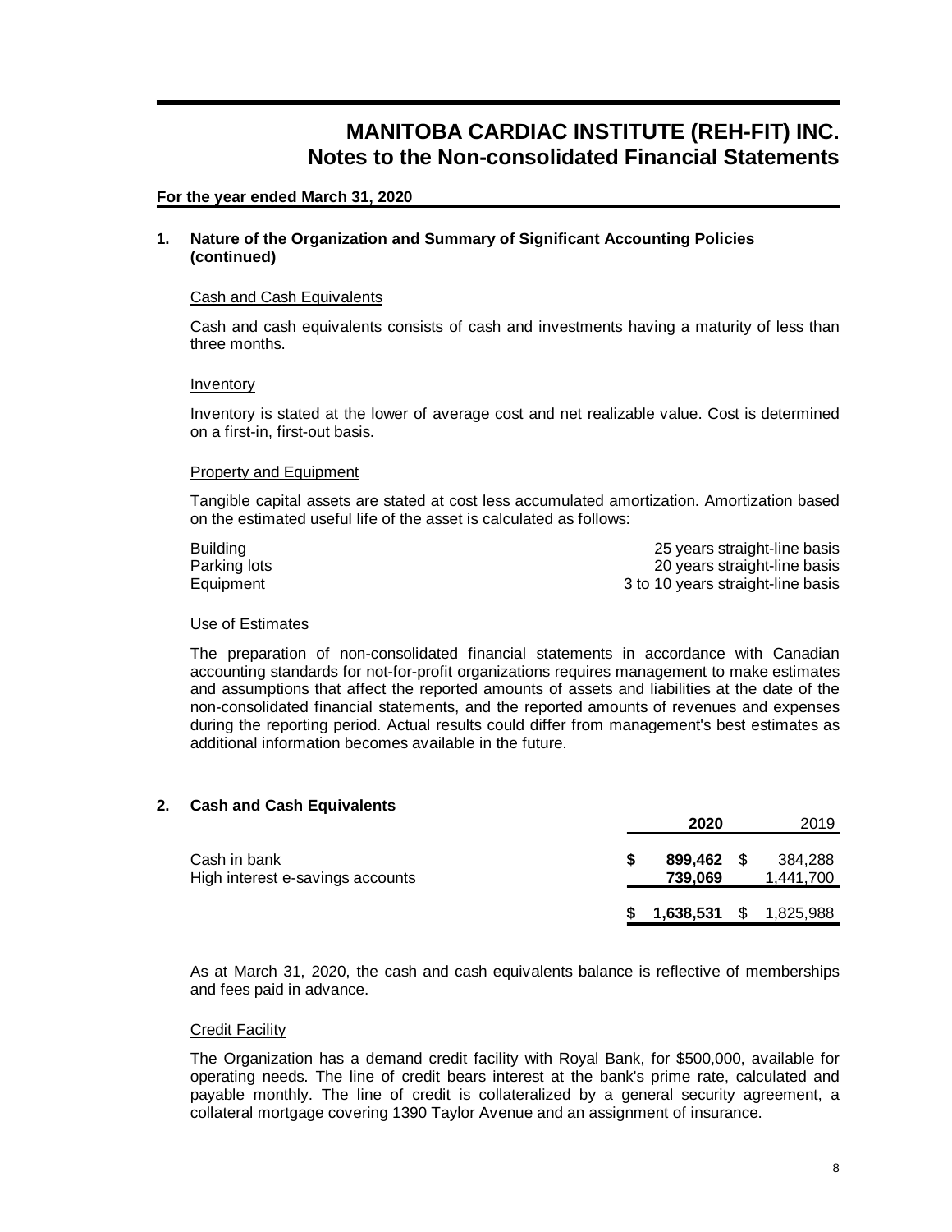# MANITOBA CARDIAC INSTITUTE (REH-FIT) INC.
## Notes to the Non-consolidated Financial Statements

**For the year ended March 31, 2020**

### 1. Nature of the Organization and Summary of Significant Accounting Policies (continued)

#### Cash and Cash Equivalents

Cash and cash equivalents consists of cash and investments having a maturity of less than three months.

#### Inventory

Inventory is stated at the lower of average cost and net realizable value. Cost is determined on a first-in, first-out basis.

#### Property and Equipment

Tangible capital assets are stated at cost less accumulated amortization. Amortization based on the estimated useful life of the asset is calculated as follows:

| | |
|---|---|
| Building | 25 years straight-line basis |
| Parking lots | 20 years straight-line basis |
| Equipment | 3 to 10 years straight-line basis |

#### Use of Estimates

The preparation of non-consolidated financial statements in accordance with Canadian accounting standards for not-for-profit organizations requires management to make estimates and assumptions that affect the reported amounts of assets and liabilities at the date of the non-consolidated financial statements, and the reported amounts of revenues and expenses during the reporting period. Actual results could differ from management's best estimates as additional information becomes available in the future.

### 2. Cash and Cash Equivalents

| | **2020** | 2019 |
|---|---|---|
| Cash in bank | **$ 899,462** | $ 384,288 |
| High interest e-savings accounts | **739,069** | 1,441,700 |
| | **$ 1,638,531** | $ 1,825,988 |

As at March 31, 2020, the cash and cash equivalents balance is reflective of memberships and fees paid in advance.

#### Credit Facility

The Organization has a demand credit facility with Royal Bank, for $500,000, available for operating needs. The line of credit bears interest at the bank's prime rate, calculated and payable monthly. The line of credit is collateralized by a general security agreement, a collateral mortgage covering 1390 Taylor Avenue and an assignment of insurance.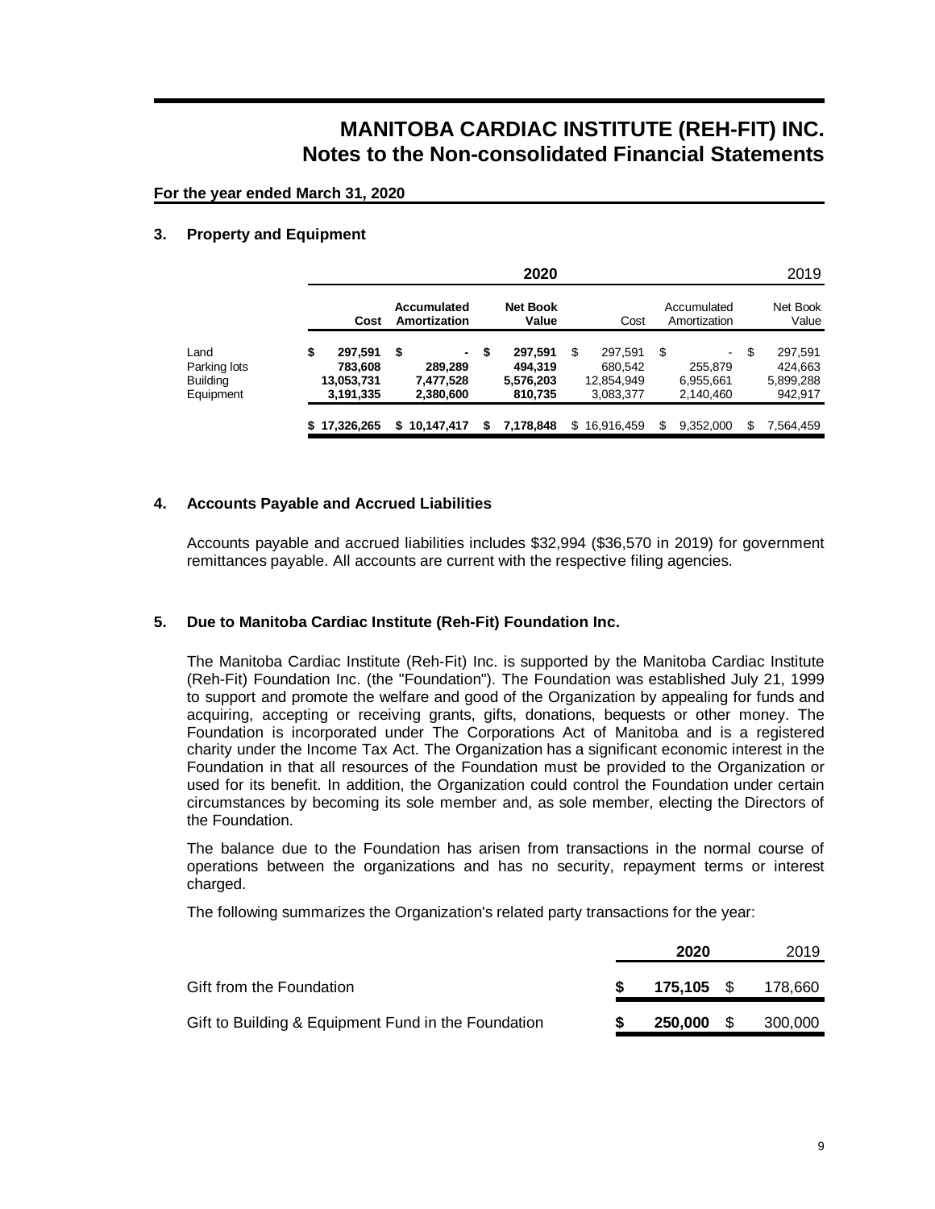# MANITOBA CARDIAC INSTITUTE (REH-FIT) INC.
## Notes to the Non-consolidated Financial Statements

**For the year ended March 31, 2020**

### 3. Property and Equipment

| | 2020 | | | 2019 | | |
|---|---|---|---|---|---|---|
| | **Cost** | **Accumulated Amortization** | **Net Book Value** | Cost | Accumulated Amortization | Net Book Value |
| Land | **$ 297,591** | **$ -** | **$ 297,591** | $ 297,591 | $ - | $ 297,591 |
| Parking lots | **783,608** | **289,289** | **494,319** | 680,542 | 255,879 | 424,663 |
| Building | **13,053,731** | **7,477,528** | **5,576,203** | 12,854,949 | 6,955,661 | 5,899,288 |
| Equipment | **3,191,335** | **2,380,600** | **810,735** | 3,083,377 | 2,140,460 | 942,917 |
| | **$ 17,326,265** | **$ 10,147,417** | **$ 7,178,848** | $ 16,916,459 | $ 9,352,000 | $ 7,564,459 |

### 4. Accounts Payable and Accrued Liabilities

Accounts payable and accrued liabilities includes $32,994 ($36,570 in 2019) for government remittances payable. All accounts are current with the respective filing agencies.

### 5. Due to Manitoba Cardiac Institute (Reh-Fit) Foundation Inc.

The Manitoba Cardiac Institute (Reh-Fit) Inc. is supported by the Manitoba Cardiac Institute (Reh-Fit) Foundation Inc. (the "Foundation"). The Foundation was established July 21, 1999 to support and promote the welfare and good of the Organization by appealing for funds and acquiring, accepting or receiving grants, gifts, donations, bequests or other money. The Foundation is incorporated under The Corporations Act of Manitoba and is a registered charity under the Income Tax Act. The Organization has a significant economic interest in the Foundation in that all resources of the Foundation must be provided to the Organization or used for its benefit. In addition, the Organization could control the Foundation under certain circumstances by becoming its sole member and, as sole member, electing the Directors of the Foundation.

The balance due to the Foundation has arisen from transactions in the normal course of operations between the organizations and has no security, repayment terms or interest charged.

The following summarizes the Organization's related party transactions for the year:

| | **2020** | 2019 |
|---|---|---|
| Gift from the Foundation | **$ 175,105** | $ 178,660 |
| Gift to Building & Equipment Fund in the Foundation | **$ 250,000** | $ 300,000 |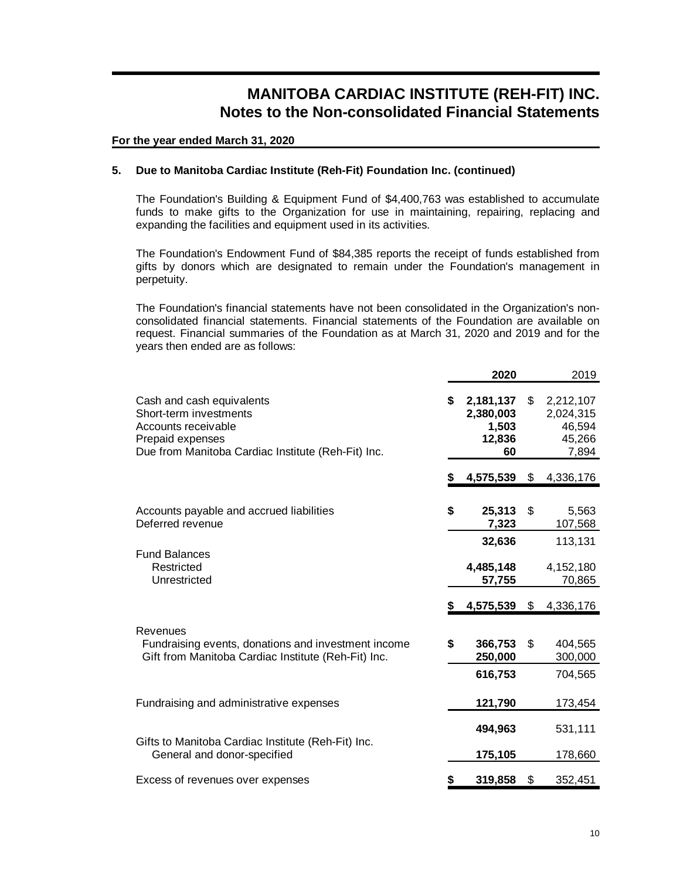# MANITOBA CARDIAC INSTITUTE (REH-FIT) INC.
## Notes to the Non-consolidated Financial Statements

**For the year ended March 31, 2020**

### 5. Due to Manitoba Cardiac Institute (Reh-Fit) Foundation Inc. (continued)

The Foundation's Building & Equipment Fund of $4,400,763 was established to accumulate funds to make gifts to the Organization for use in maintaining, repairing, replacing and expanding the facilities and equipment used in its activities.

The Foundation's Endowment Fund of $84,385 reports the receipt of funds established from gifts by donors which are designated to remain under the Foundation's management in perpetuity.

The Foundation's financial statements have not been consolidated in the Organization's non-consolidated financial statements. Financial statements of the Foundation are available on request. Financial summaries of the Foundation as at March 31, 2020 and 2019 and for the years then ended are as follows:

| | **2020** | 2019 |
|---|---|---|
| Cash and cash equivalents | **$ 2,181,137** | $ 2,212,107 |
| Short-term investments | **2,380,003** | 2,024,315 |
| Accounts receivable | **1,503** | 46,594 |
| Prepaid expenses | **12,836** | 45,266 |
| Due from Manitoba Cardiac Institute (Reh-Fit) Inc. | **60** | 7,894 |
| | **$ 4,575,539** | $ 4,336,176 |
| Accounts payable and accrued liabilities | **$ 25,313** | $ 5,563 |
| Deferred revenue | **7,323** | 107,568 |
| | **32,636** | 113,131 |
| Fund Balances | | |
| Restricted | **4,485,148** | 4,152,180 |
| Unrestricted | **57,755** | 70,865 |
| | **$ 4,575,539** | $ 4,336,176 |
| Revenues | | |
| Fundraising events, donations and investment income | **$ 366,753** | $ 404,565 |
| Gift from Manitoba Cardiac Institute (Reh-Fit) Inc. | **250,000** | 300,000 |
| | **616,753** | 704,565 |
| Fundraising and administrative expenses | **121,790** | 173,454 |
| | **494,963** | 531,111 |
| Gifts to Manitoba Cardiac Institute (Reh-Fit) Inc. | | |
| General and donor-specified | **175,105** | 178,660 |
| Excess of revenues over expenses | **$ 319,858** | $ 352,451 |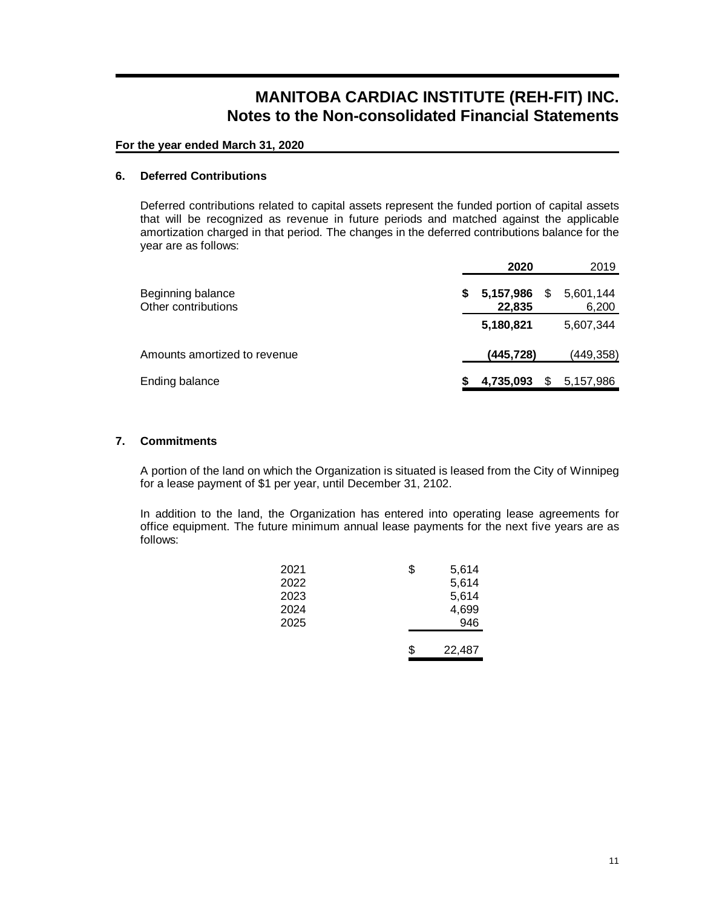# MANITOBA CARDIAC INSTITUTE (REH-FIT) INC.
## Notes to the Non-consolidated Financial Statements

**For the year ended March 31, 2020**

### 6. Deferred Contributions

Deferred contributions related to capital assets represent the funded portion of capital assets that will be recognized as revenue in future periods and matched against the applicable amortization charged in that period. The changes in the deferred contributions balance for the year are as follows:

| | **2020** | 2019 |
|---|---|---|
| Beginning balance | **$ 5,157,986** | $ 5,601,144 |
| Other contributions | **22,835** | 6,200 |
| | **5,180,821** | 5,607,344 |
| Amounts amortized to revenue | **(445,728)** | (449,358) |
| Ending balance | **$ 4,735,093** | $ 5,157,986 |

### 7. Commitments

A portion of the land on which the Organization is situated is leased from the City of Winnipeg for a lease payment of $1 per year, until December 31, 2102.

In addition to the land, the Organization has entered into operating lease agreements for office equipment. The future minimum annual lease payments for the next five years are as follows:

| | |
|---|---|
| 2021 | $ 5,614 |
| 2022 | 5,614 |
| 2023 | 5,614 |
| 2024 | 4,699 |
| 2025 | 946 |
| | $ 22,487 |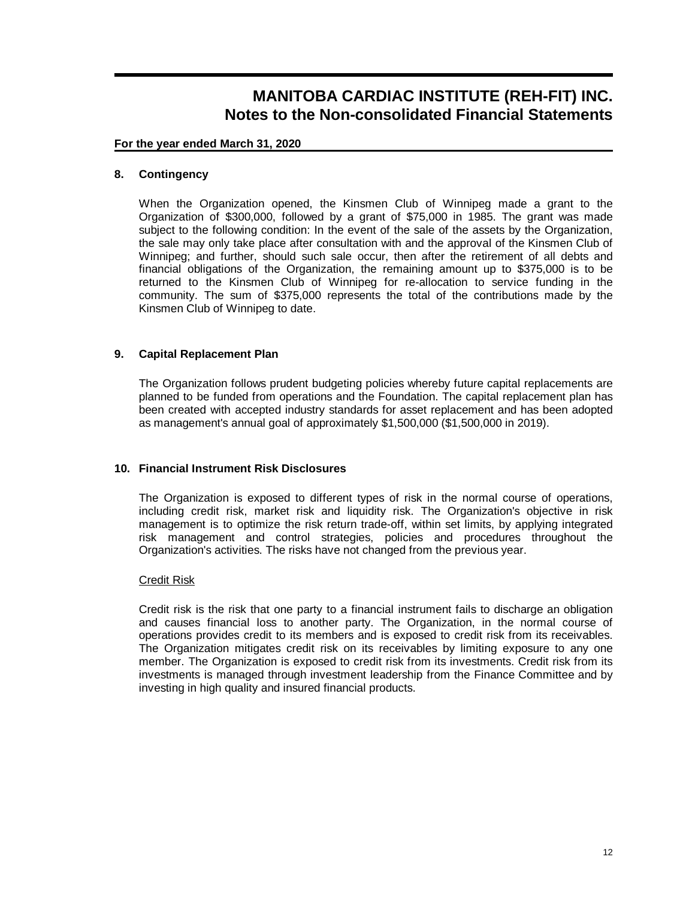# MANITOBA CARDIAC INSTITUTE (REH-FIT) INC.
## Notes to the Non-consolidated Financial Statements

**For the year ended March 31, 2020**

### 8. Contingency

When the Organization opened, the Kinsmen Club of Winnipeg made a grant to the Organization of $300,000, followed by a grant of $75,000 in 1985. The grant was made subject to the following condition: In the event of the sale of the assets by the Organization, the sale may only take place after consultation with and the approval of the Kinsmen Club of Winnipeg; and further, should such sale occur, then after the retirement of all debts and financial obligations of the Organization, the remaining amount up to $375,000 is to be returned to the Kinsmen Club of Winnipeg for re-allocation to service funding in the community. The sum of $375,000 represents the total of the contributions made by the Kinsmen Club of Winnipeg to date.

### 9. Capital Replacement Plan

The Organization follows prudent budgeting policies whereby future capital replacements are planned to be funded from operations and the Foundation. The capital replacement plan has been created with accepted industry standards for asset replacement and has been adopted as management's annual goal of approximately $1,500,000 ($1,500,000 in 2019).

### 10. Financial Instrument Risk Disclosures

The Organization is exposed to different types of risk in the normal course of operations, including credit risk, market risk and liquidity risk. The Organization's objective in risk management is to optimize the risk return trade-off, within set limits, by applying integrated risk management and control strategies, policies and procedures throughout the Organization's activities. The risks have not changed from the previous year.

<u>Credit Risk</u>

Credit risk is the risk that one party to a financial instrument fails to discharge an obligation and causes financial loss to another party. The Organization, in the normal course of operations provides credit to its members and is exposed to credit risk from its receivables. The Organization mitigates credit risk on its receivables by limiting exposure to any one member. The Organization is exposed to credit risk from its investments. Credit risk from its investments is managed through investment leadership from the Finance Committee and by investing in high quality and insured financial products.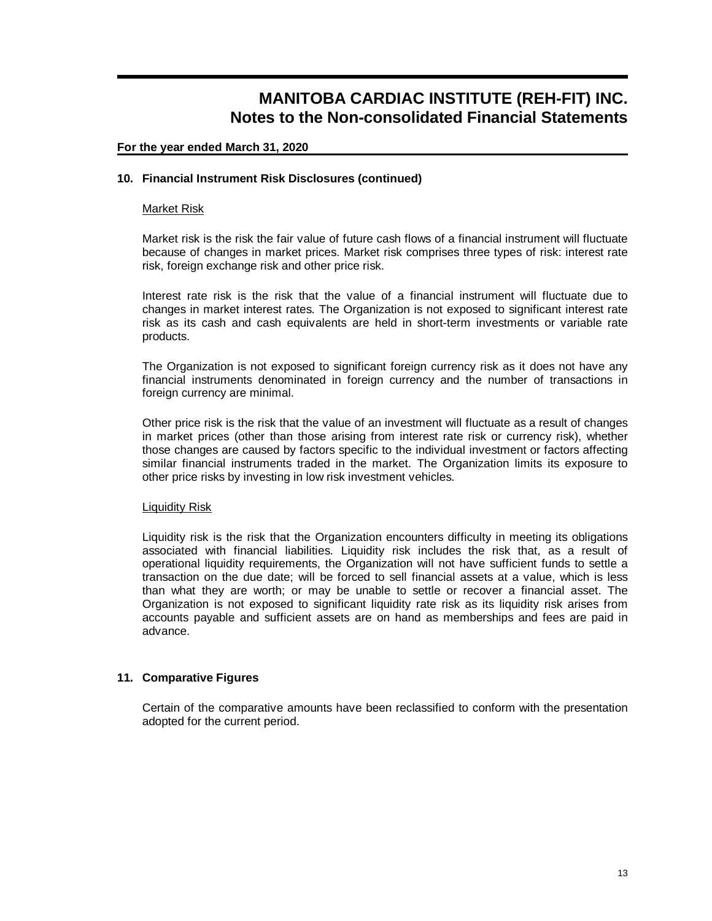# MANITOBA CARDIAC INSTITUTE (REH-FIT) INC.
## Notes to the Non-consolidated Financial Statements

**For the year ended March 31, 2020**

### 10. Financial Instrument Risk Disclosures (continued)

Market Risk

Market risk is the risk the fair value of future cash flows of a financial instrument will fluctuate because of changes in market prices. Market risk comprises three types of risk: interest rate risk, foreign exchange risk and other price risk.

Interest rate risk is the risk that the value of a financial instrument will fluctuate due to changes in market interest rates. The Organization is not exposed to significant interest rate risk as its cash and cash equivalents are held in short-term investments or variable rate products.

The Organization is not exposed to significant foreign currency risk as it does not have any financial instruments denominated in foreign currency and the number of transactions in foreign currency are minimal.

Other price risk is the risk that the value of an investment will fluctuate as a result of changes in market prices (other than those arising from interest rate risk or currency risk), whether those changes are caused by factors specific to the individual investment or factors affecting similar financial instruments traded in the market. The Organization limits its exposure to other price risks by investing in low risk investment vehicles.

Liquidity Risk

Liquidity risk is the risk that the Organization encounters difficulty in meeting its obligations associated with financial liabilities. Liquidity risk includes the risk that, as a result of operational liquidity requirements, the Organization will not have sufficient funds to settle a transaction on the due date; will be forced to sell financial assets at a value, which is less than what they are worth; or may be unable to settle or recover a financial asset. The Organization is not exposed to significant liquidity rate risk as its liquidity risk arises from accounts payable and sufficient assets are on hand as memberships and fees are paid in advance.

### 11. Comparative Figures

Certain of the comparative amounts have been reclassified to conform with the presentation adopted for the current period.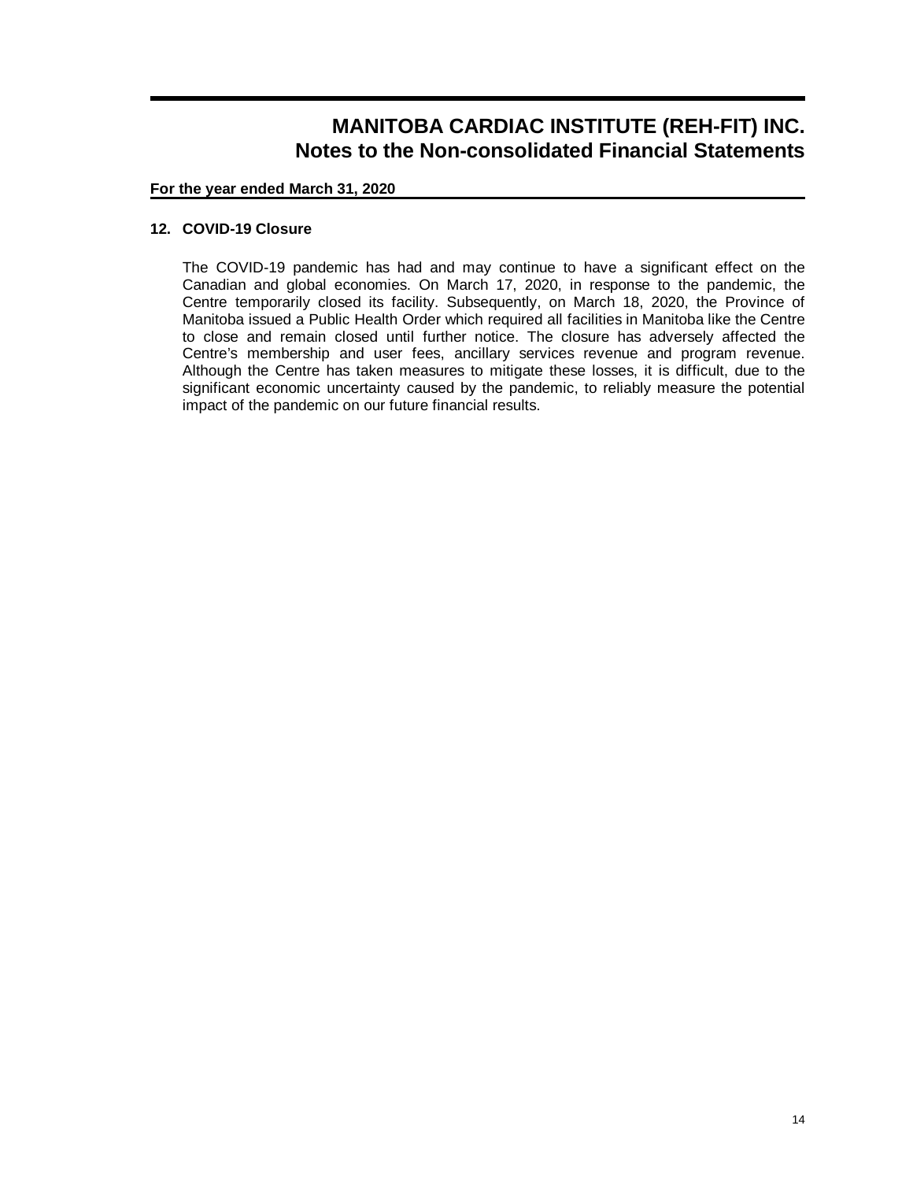# MANITOBA CARDIAC INSTITUTE (REH-FIT) INC.
## Notes to the Non-consolidated Financial Statements

**For the year ended March 31, 2020**

### 12. COVID-19 Closure

The COVID-19 pandemic has had and may continue to have a significant effect on the Canadian and global economies. On March 17, 2020, in response to the pandemic, the Centre temporarily closed its facility. Subsequently, on March 18, 2020, the Province of Manitoba issued a Public Health Order which required all facilities in Manitoba like the Centre to close and remain closed until further notice. The closure has adversely affected the Centre's membership and user fees, ancillary services revenue and program revenue. Although the Centre has taken measures to mitigate these losses, it is difficult, due to the significant economic uncertainty caused by the pandemic, to reliably measure the potential impact of the pandemic on our future financial results.